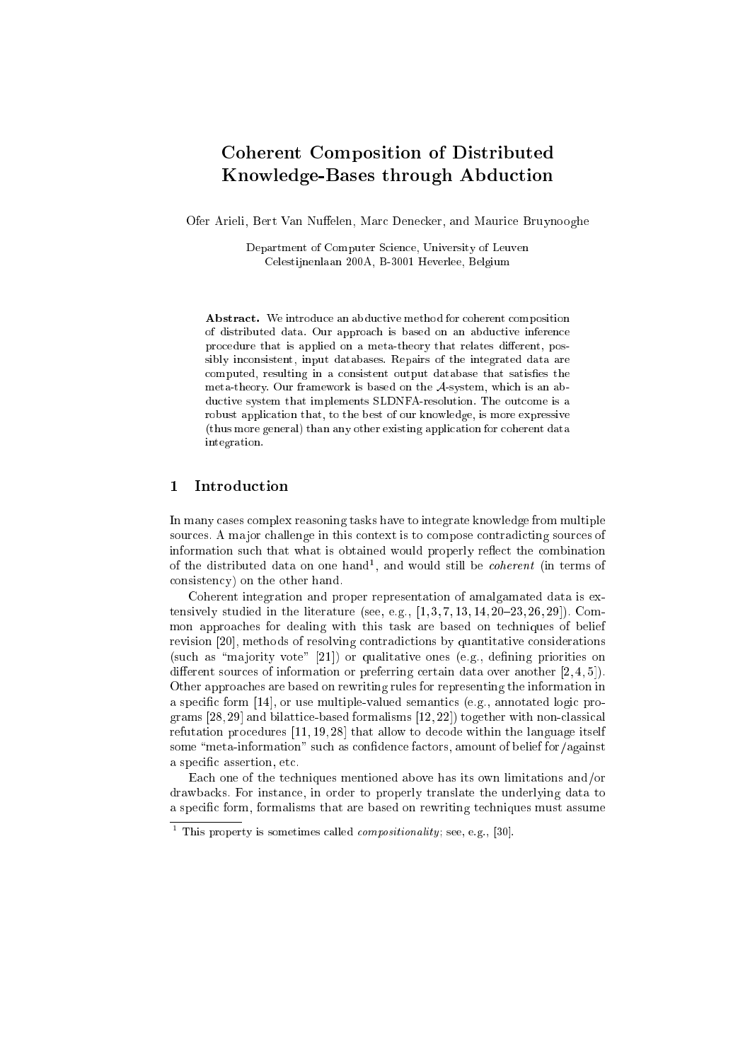# Coherent Composition of Distributed Knowledge-Bases through Abduction

Ofer Arieli, Bert Van Nuffelen, Marc Denecker, and Maurice Bruynooghe

Department of Computer Science, University of Leuven
Celestijnenlaan 200A, B-3001 Heverlee, Belgium

**Abstract.** We introduce an abductive method for coherent composition of distributed data. Our approach is based on an abductive inference procedure that is applied on a meta-theory that relates different, possibly inconsistent, input databases. Repairs of the integrated data are computed, resulting in a consistent output database that satisfies the meta-theory. Our framework is based on the $\mathcal{A}$-system, which is an abductive system that implements SLDNFA-resolution. The outcome is a robust application that, to the best of our knowledge, is more expressive (thus more general) than any other existing application for coherent data integration.

## 1 Introduction

In many cases complex reasoning tasks have to integrate knowledge from multiple sources. A major challenge in this context is to compose contradicting sources of information such that what is obtained would properly reflect the combination of the distributed data on one hand[1], and would still be *coherent* (in terms of consistency) on the other hand.

Coherent integration and proper representation of amalgamated data is extensively studied in the literature (see, e.g., [1, 3, 7, 13, 14, 20–23, 26, 29]). Common approaches for dealing with this task are based on techniques of belief revision [20], methods of resolving contradictions by quantitative considerations (such as "majority vote" [21]) or qualitative ones (e.g., defining priorities on different sources of information or preferring certain data over another [2, 4, 5]). Other approaches are based on rewriting rules for representing the information in a specific form [14], or use multiple-valued semantics (e.g., annotated logic programs [28, 29] and bilattice-based formalisms [12, 22]) together with non-classical refutation procedures [11, 19, 28] that allow to decode within the language itself some "meta-information" such as confidence factors, amount of belief for/against a specific assertion, etc.

Each one of the techniques mentioned above has its own limitations and/or drawbacks. For instance, in order to properly translate the underlying data to a specific form, formalisms that are based on rewriting techniques must assume

[1] This property is sometimes called *compositionality*; see, e.g., [30].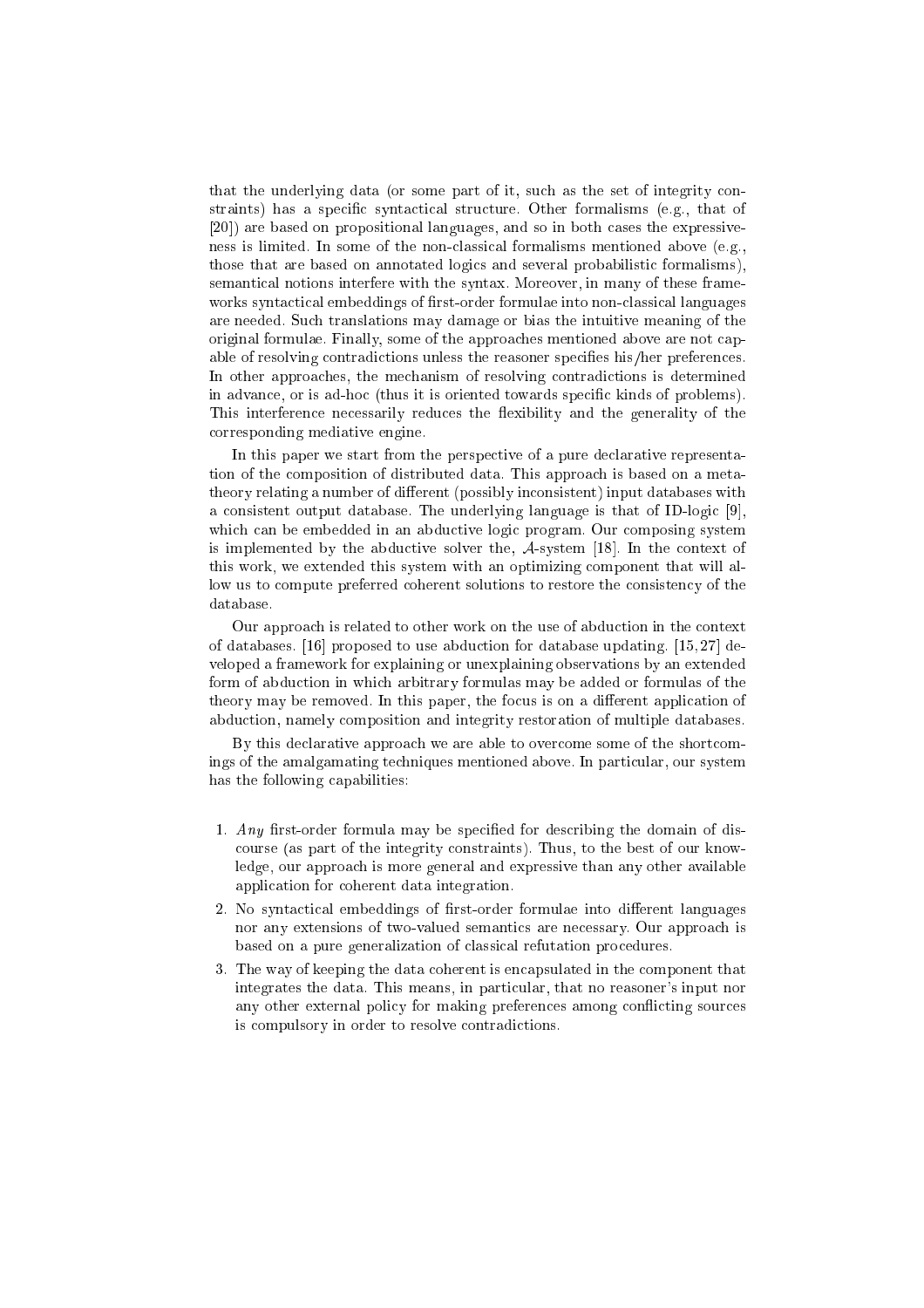that the underlying data (or some part of it, such as the set of integrity constraints) has a specific syntactical structure. Other formalisms (e.g., that of [20]) are based on propositional languages, and so in both cases the expressiveness is limited. In some of the non-classical formalisms mentioned above (e.g., those that are based on annotated logics and several probabilistic formalisms), semantical notions interfere with the syntax. Moreover, in many of these frameworks syntactical embeddings of first-order formulae into non-classical languages are needed. Such translations may damage or bias the intuitive meaning of the original formulae. Finally, some of the approaches mentioned above are not capable of resolving contradictions unless the reasoner specifies his/her preferences. In other approaches, the mechanism of resolving contradictions is determined in advance, or is ad-hoc (thus it is oriented towards specific kinds of problems). This interference necessarily reduces the flexibility and the generality of the corresponding mediative engine.

In this paper we start from the perspective of a pure declarative representation of the composition of distributed data. This approach is based on a meta-theory relating a number of different (possibly inconsistent) input databases with a consistent output database. The underlying language is that of ID-logic [9], which can be embedded in an abductive logic program. Our composing system is implemented by the abductive solver the, $\mathcal{A}$-system [18]. In the context of this work, we extended this system with an optimizing component that will allow us to compute preferred coherent solutions to restore the consistency of the database.

Our approach is related to other work on the use of abduction in the context of databases. [16] proposed to use abduction for database updating. [15, 27] developed a framework for explaining or unexplaining observations by an extended form of abduction in which arbitrary formulas may be added or formulas of the theory may be removed. In this paper, the focus is on a different application of abduction, namely composition and integrity restoration of multiple databases.

By this declarative approach we are able to overcome some of the shortcomings of the amalgamating techniques mentioned above. In particular, our system has the following capabilities:

1. *Any* first-order formula may be specified for describing the domain of discourse (as part of the integrity constraints). Thus, to the best of our knowledge, our approach is more general and expressive than any other available application for coherent data integration.
2. No syntactical embeddings of first-order formulae into different languages nor any extensions of two-valued semantics are necessary. Our approach is based on a pure generalization of classical refutation procedures.
3. The way of keeping the data coherent is encapsulated in the component that integrates the data. This means, in particular, that no reasoner's input nor any other external policy for making preferences among conflicting sources is compulsory in order to resolve contradictions.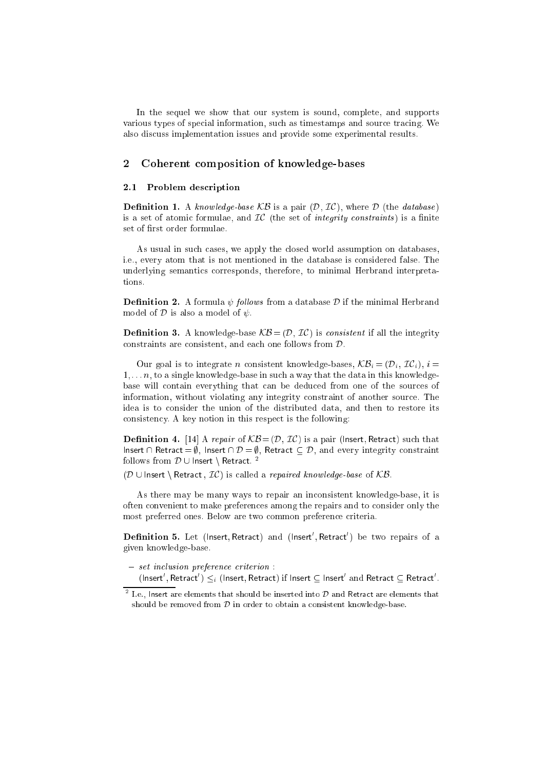In the sequel we show that our system is sound, complete, and supports various types of special information, such as timestamps and source tracing. We also discuss implementation issues and provide some experimental results.

## 2 Coherent composition of knowledge-bases

### 2.1 Problem description

**Definition 1.** A *knowledge-base* $\mathcal{KB}$ is a pair $(\mathcal{D}, \mathcal{IC})$, where $\mathcal{D}$ (the *database*) is a set of atomic formulae, and $\mathcal{IC}$ (the set of *integrity constraints*) is a finite set of first order formulae.

As usual in such cases, we apply the closed world assumption on databases, i.e., every atom that is not mentioned in the database is considered false. The underlying semantics corresponds, therefore, to minimal Herbrand interpretations.

**Definition 2.** A formula $\psi$ *follows* from a database $\mathcal{D}$ if the minimal Herbrand model of $\mathcal{D}$ is also a model of $\psi$.

**Definition 3.** A knowledge-base $\mathcal{KB} = (\mathcal{D}, \mathcal{IC})$ is *consistent* if all the integrity constraints are consistent, and each one follows from $\mathcal{D}$.

Our goal is to integrate $n$ consistent knowledge-bases, $\mathcal{KB}_i = (\mathcal{D}_i, \mathcal{IC}_i)$, $i = 1, \ldots n$, to a single knowledge-base in such a way that the data in this knowledge-base will contain everything that can be deduced from one of the sources of information, without violating any integrity constraint of another source. The idea is to consider the union of the distributed data, and then to restore its consistency. A key notion in this respect is the following:

**Definition 4.** [14] A *repair* of $\mathcal{KB} = (\mathcal{D}, \mathcal{IC})$ is a pair $(\mathsf{Insert}, \mathsf{Retract})$ such that $\mathsf{Insert} \cap \mathsf{Retract} = \emptyset$, $\mathsf{Insert} \cap \mathcal{D} = \emptyset$, $\mathsf{Retract} \subseteq \mathcal{D}$, and every integrity constraint follows from $\mathcal{D} \cup \mathsf{Insert} \setminus \mathsf{Retract}$. [2]

$(\mathcal{D} \cup \mathsf{Insert} \setminus \mathsf{Retract}, \mathcal{IC})$ is called a *repaired knowledge-base* of $\mathcal{KB}$.

As there may be many ways to repair an inconsistent knowledge-base, it is often convenient to make preferences among the repairs and to consider only the most preferred ones. Below are two common preference criteria.

**Definition 5.** Let $(\mathsf{Insert}, \mathsf{Retract})$ and $(\mathsf{Insert}', \mathsf{Retract}')$ be two repairs of a given knowledge-base.

- *set inclusion preference criterion* :
  $(\mathsf{Insert}', \mathsf{Retract}') \leq_i (\mathsf{Insert}, \mathsf{Retract})$ if $\mathsf{Insert} \subseteq \mathsf{Insert}'$ and $\mathsf{Retract} \subseteq \mathsf{Retract}'$.

[2] I.e., Insert are elements that should be inserted into $\mathcal{D}$ and Retract are elements that should be removed from $\mathcal{D}$ in order to obtain a consistent knowledge-base.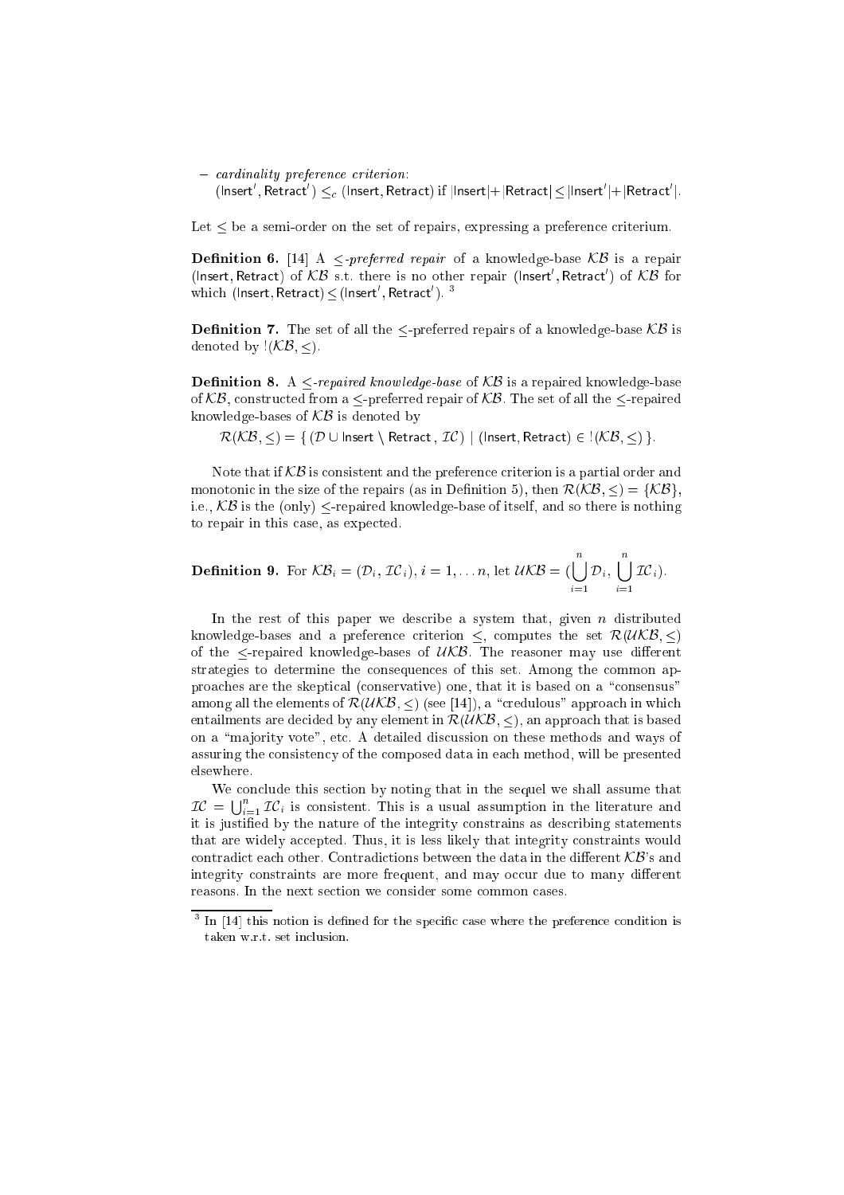- *cardinality preference criterion*:
  $(\mathsf{Insert}', \mathsf{Retract}') \leq_c (\mathsf{Insert}, \mathsf{Retract})$ if $|\mathsf{Insert}| + |\mathsf{Retract}| \leq |\mathsf{Insert}'| + |\mathsf{Retract}'|$.

Let $\leq$ be a semi-order on the set of repairs, expressing a preference criterium.

**Definition 6.** [14] A *$\leq$-preferred repair* of a knowledge-base $\mathcal{KB}$ is a repair $(\mathsf{Insert}, \mathsf{Retract})$ of $\mathcal{KB}$ s.t. there is no other repair $(\mathsf{Insert}', \mathsf{Retract}')$ of $\mathcal{KB}$ for which $(\mathsf{Insert}, \mathsf{Retract}) \leq (\mathsf{Insert}', \mathsf{Retract}')$. [3]

**Definition 7.** The set of all the $\leq$-preferred repairs of a knowledge-base $\mathcal{KB}$ is denoted by $!(\mathcal{KB}, \leq)$.

**Definition 8.** A *$\leq$-repaired knowledge-base* of $\mathcal{KB}$ is a repaired knowledge-base of $\mathcal{KB}$, constructed from a $\leq$-preferred repair of $\mathcal{KB}$. The set of all the $\leq$-repaired knowledge-bases of $\mathcal{KB}$ is denoted by

$$\mathcal{R}(\mathcal{KB}, \leq) = \{\, (\mathcal{D} \cup \mathsf{Insert} \setminus \mathsf{Retract}\,,\, \mathcal{IC}) \mid (\mathsf{Insert}, \mathsf{Retract}) \in \,!(\mathcal{KB}, \leq) \,\}.$$

Note that if $\mathcal{KB}$ is consistent and the preference criterion is a partial order and monotonic in the size of the repairs (as in Definition 5), then $\mathcal{R}(\mathcal{KB}, \leq) = \{\mathcal{KB}\}$, i.e., $\mathcal{KB}$ is the (only) $\leq$-repaired knowledge-base of itself, and so there is nothing to repair in this case, as expected.

**Definition 9.** For $\mathcal{KB}_i = (\mathcal{D}_i, \mathcal{IC}_i)$, $i = 1, \ldots n$, let $\mathcal{UKB} = (\bigcup_{i=1}^{n} \mathcal{D}_i, \bigcup_{i=1}^{n} \mathcal{IC}_i)$.

In the rest of this paper we describe a system that, given $n$ distributed knowledge-bases and a preference criterion $\leq$, computes the set $\mathcal{R}(\mathcal{UKB}, \leq)$ of the $\leq$-repaired knowledge-bases of $\mathcal{UKB}$. The reasoner may use different strategies to determine the consequences of this set. Among the common approaches are the skeptical (conservative) one, that it is based on a "consensus" among all the elements of $\mathcal{R}(\mathcal{UKB}, \leq)$ (see [14]), a "credulous" approach in which entailments are decided by any element in $\mathcal{R}(\mathcal{UKB}, \leq)$, an approach that is based on a "majority vote", etc. A detailed discussion on these methods and ways of assuring the consistency of the composed data in each method, will be presented elsewhere.

We conclude this section by noting that in the sequel we shall assume that $\mathcal{IC} = \bigcup_{i=1}^{n} \mathcal{IC}_i$ is consistent. This is a usual assumption in the literature and it is justified by the nature of the integrity constrains as describing statements that are widely accepted. Thus, it is less likely that integrity constraints would contradict each other. Contradictions between the data in the different $\mathcal{KB}$'s and integrity constraints are more frequent, and may occur due to many different reasons. In the next section we consider some common cases.

---

[3] In [14] this notion is defined for the specific case where the preference condition is taken w.r.t. set inclusion.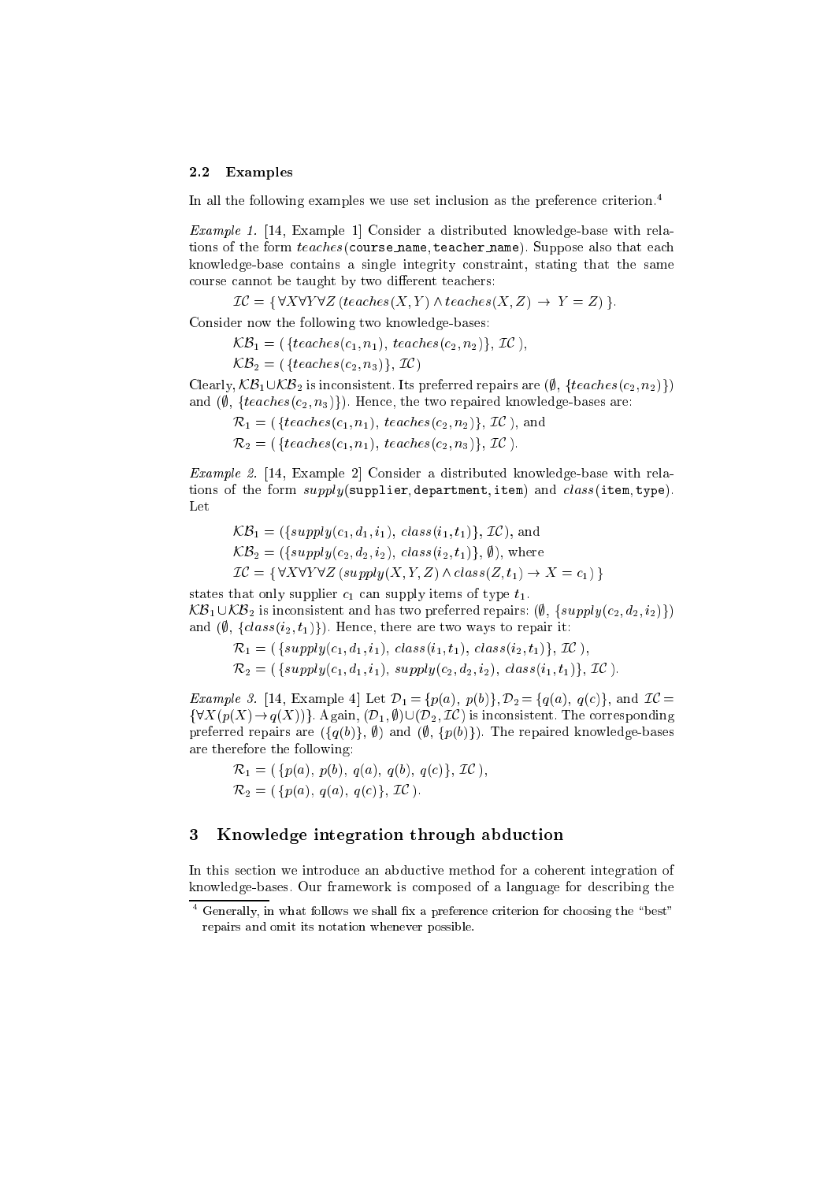### 2.2 Examples

In all the following examples we use set inclusion as the preference criterion.[4]

*Example 1.* [14, Example 1] Consider a distributed knowledge-base with relations of the form $teaches$(`course_name`, `teacher_name`). Suppose also that each knowledge-base contains a single integrity constraint, stating that the same course cannot be taught by two different teachers:

$$\mathcal{IC} = \{\, \forall X \forall Y \forall Z\, (teaches(X,Y) \wedge teaches(X,Z) \rightarrow Y = Z)\, \}.$$

Consider now the following two knowledge-bases:

$$\mathcal{KB}_1 = (\, \{teaches(c_1, n_1),\ teaches(c_2, n_2)\},\ \mathcal{IC}\, ),$$

$$\mathcal{KB}_2 = (\, \{teaches(c_2, n_3)\},\ \mathcal{IC})$$

Clearly, $\mathcal{KB}_1 \cup \mathcal{KB}_2$ is inconsistent. Its preferred repairs are $(\emptyset,\ \{teaches(c_2, n_2)\})$ and $(\emptyset,\ \{teaches(c_2, n_3)\})$. Hence, the two repaired knowledge-bases are:

$$\mathcal{R}_1 = (\, \{teaches(c_1, n_1),\ teaches(c_2, n_2)\},\ \mathcal{IC}\, ), \text{ and}$$

$$\mathcal{R}_2 = (\, \{teaches(c_1, n_1),\ teaches(c_2, n_3)\},\ \mathcal{IC}\, ).$$

*Example 2.* [14, Example 2] Consider a distributed knowledge-base with relations of the form $supply$(`supplier`, `department`, `item`) and $class$(`item`, `type`). Let

$$\mathcal{KB}_1 = (\{supply(c_1, d_1, i_1),\ class(i_1, t_1)\},\ \mathcal{IC}), \text{ and}$$

$$\mathcal{KB}_2 = (\{supply(c_2, d_2, i_2),\ class(i_2, t_1)\},\ \emptyset), \text{ where}$$

$$\mathcal{IC} = \{\, \forall X \forall Y \forall Z\, (supply(X, Y, Z) \wedge class(Z, t_1) \rightarrow X = c_1)\, \}$$

states that only supplier $c_1$ can supply items of type $t_1$.
$\mathcal{KB}_1 \cup \mathcal{KB}_2$ is inconsistent and has two preferred repairs: $(\emptyset,\ \{supply(c_2, d_2, i_2)\})$ and $(\emptyset,\ \{class(i_2, t_1)\})$. Hence, there are two ways to repair it:

$$\mathcal{R}_1 = (\, \{supply(c_1, d_1, i_1),\ class(i_1, t_1),\ class(i_2, t_1)\},\ \mathcal{IC}\, ),$$

$$\mathcal{R}_2 = (\, \{supply(c_1, d_1, i_1),\ supply(c_2, d_2, i_2),\ class(i_1, t_1)\},\ \mathcal{IC}\, ).$$

*Example 3.* [14, Example 4] Let $\mathcal{D}_1 = \{p(a),\ p(b)\}, \mathcal{D}_2 = \{q(a),\ q(c)\}$, and $\mathcal{IC} = \{\forall X (p(X) \rightarrow q(X))\}$. Again, $(\mathcal{D}_1, \emptyset) \cup (\mathcal{D}_2, \mathcal{IC})$ is inconsistent. The corresponding preferred repairs are $(\{q(b)\},\ \emptyset)$ and $(\emptyset,\ \{p(b)\})$. The repaired knowledge-bases are therefore the following:

$$\mathcal{R}_1 = (\, \{p(a),\ p(b),\ q(a),\ q(b),\ q(c)\},\ \mathcal{IC}\, ),$$

$$\mathcal{R}_2 = (\, \{p(a),\ q(a),\ q(c)\},\ \mathcal{IC}\, ).$$

## 3 Knowledge integration through abduction

In this section we introduce an abductive method for a coherent integration of knowledge-bases. Our framework is composed of a language for describing the

[4] Generally, in what follows we shall fix a preference criterion for choosing the "best" repairs and omit its notation whenever possible.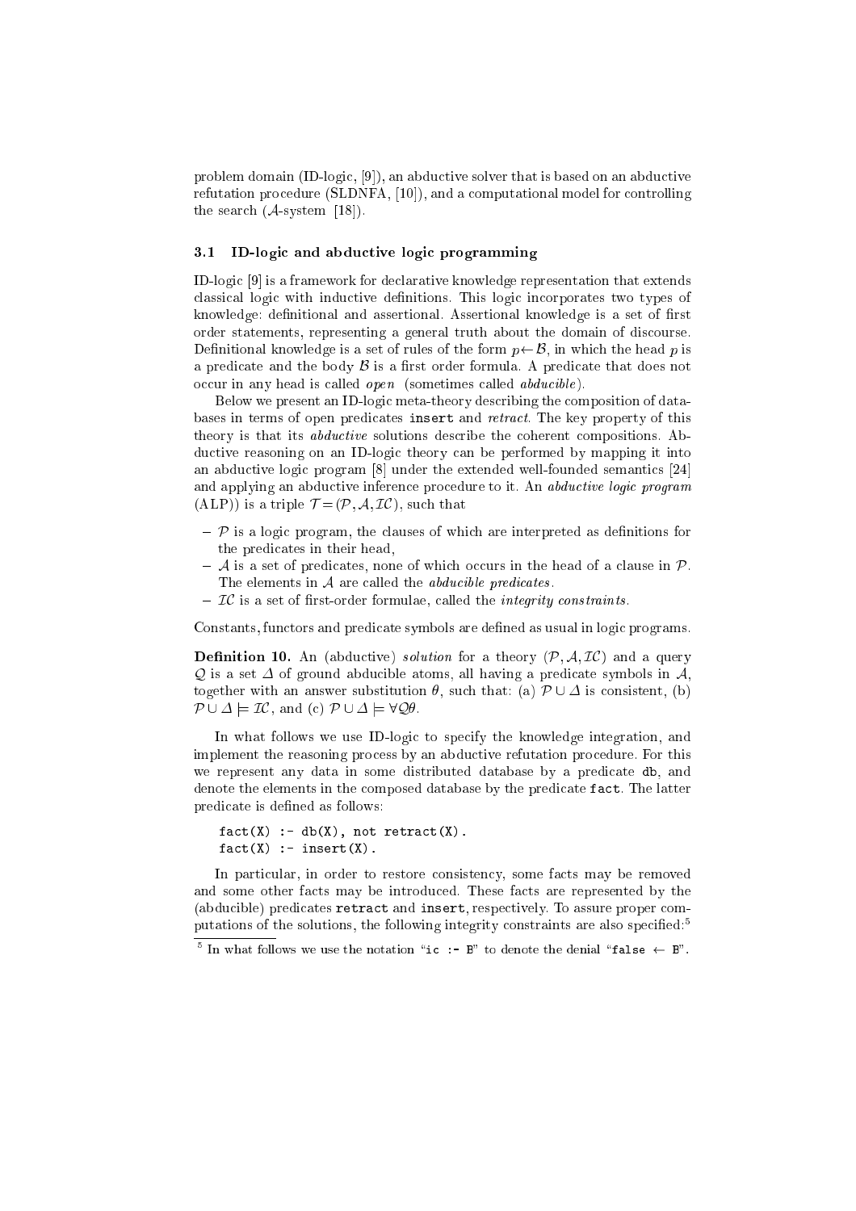problem domain (ID-logic, [9]), an abductive solver that is based on an abductive refutation procedure (SLDNFA, [10]), and a computational model for controlling the search ($\mathcal{A}$-system [18]).

### 3.1 ID-logic and abductive logic programming

ID-logic [9] is a framework for declarative knowledge representation that extends classical logic with inductive definitions. This logic incorporates two types of knowledge: definitional and assertional. Assertional knowledge is a set of first order statements, representing a general truth about the domain of discourse. Definitional knowledge is a set of rules of the form $p \leftarrow \mathcal{B}$, in which the head $p$ is a predicate and the body $\mathcal{B}$ is a first order formula. A predicate that does not occur in any head is called *open* (sometimes called *abducible*).

Below we present an ID-logic meta-theory describing the composition of databases in terms of open predicates `insert` and *retract*. The key property of this theory is that its *abductive* solutions describe the coherent compositions. Abductive reasoning on an ID-logic theory can be performed by mapping it into an abductive logic program [8] under the extended well-founded semantics [24] and applying an abductive inference procedure to it. An *abductive logic program* (ALP)) is a triple $\mathcal{T} = (\mathcal{P}, \mathcal{A}, \mathcal{IC})$, such that

- $\mathcal{P}$ is a logic program, the clauses of which are interpreted as definitions for the predicates in their head,
- $\mathcal{A}$ is a set of predicates, none of which occurs in the head of a clause in $\mathcal{P}$. The elements in $\mathcal{A}$ are called the *abducible predicates*.
- $\mathcal{IC}$ is a set of first-order formulae, called the *integrity constraints*.

Constants, functors and predicate symbols are defined as usual in logic programs.

**Definition 10.** An (abductive) *solution* for a theory $(\mathcal{P}, \mathcal{A}, \mathcal{IC})$ and a query $\mathcal{Q}$ is a set $\Delta$ of ground abducible atoms, all having a predicate symbols in $\mathcal{A}$, together with an answer substitution $\theta$, such that: (a) $\mathcal{P} \cup \Delta$ is consistent, (b) $\mathcal{P} \cup \Delta \models \mathcal{IC}$, and (c) $\mathcal{P} \cup \Delta \models \forall \mathcal{Q}\theta$.

In what follows we use ID-logic to specify the knowledge integration, and implement the reasoning process by an abductive refutation procedure. For this we represent any data in some distributed database by a predicate `db`, and denote the elements in the composed database by the predicate `fact`. The latter predicate is defined as follows:

```
fact(X) :- db(X), not retract(X).
fact(X) :- insert(X).
```

In particular, in order to restore consistency, some facts may be removed and some other facts may be introduced. These facts are represented by the (abducible) predicates `retract` and `insert`, respectively. To assure proper computations of the solutions, the following integrity constraints are also specified:[5]

[5] In what follows we use the notation "`ic :- B`" to denote the denial "`false` $\leftarrow$ `B`".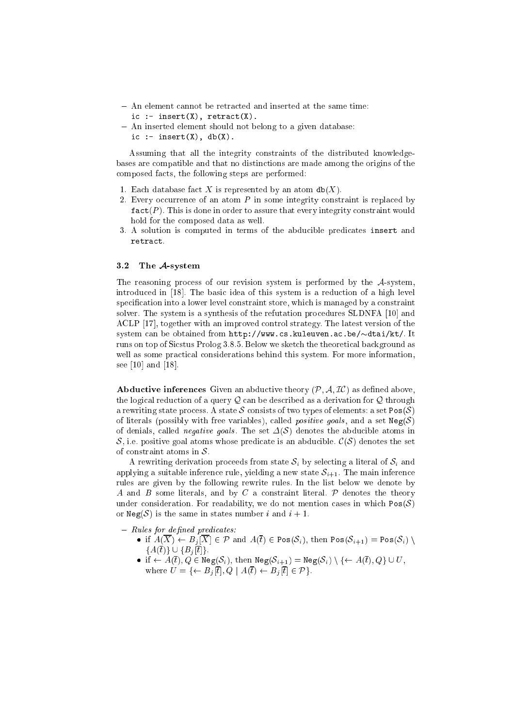- An element cannot be retracted and inserted at the same time:
  `ic :- insert(X), retract(X).`
- An inserted element should not belong to a given database:
  `ic :- insert(X), db(X).`

Assuming that all the integrity constraints of the distributed knowledge-bases are compatible and that no distinctions are made among the origins of the composed facts, the following steps are performed:

1. Each database fact $X$ is represented by an atom $\mathtt{db}(X)$.
2. Every occurrence of an atom $P$ in some integrity constraint is replaced by $\mathtt{fact}(P)$. This is done in order to assure that every integrity constraint would hold for the composed data as well.
3. A solution is computed in terms of the abducible predicates `insert` and `retract`.

### 3.2 The $\mathcal{A}$-system

The reasoning process of our revision system is performed by the $\mathcal{A}$-system, introduced in [18]. The basic idea of this system is a reduction of a high level specification into a lower level constraint store, which is managed by a constraint solver. The system is a synthesis of the refutation procedures SLDNFA [10] and ACLP [17], together with an improved control strategy. The latest version of the system can be obtained from `http://www.cs.kuleuven.ac.be/~dtai/kt/`. It runs on top of Sicstus Prolog 3.8.5. Below we sketch the theoretical background as well as some practical considerations behind this system. For more information, see [10] and [18].

**Abductive inferences** Given an abductive theory $(\mathcal{P}, \mathcal{A}, \mathcal{IC})$ as defined above, the logical reduction of a query $\mathcal{Q}$ can be described as a derivation for $\mathcal{Q}$ through a rewriting state process. A state $\mathcal{S}$ consists of two types of elements: a set $\mathtt{Pos}(\mathcal{S})$ of literals (possibly with free variables), called *positive goals*, and a set $\mathtt{Neg}(\mathcal{S})$ of denials, called *negative goals*. The set $\Delta(\mathcal{S})$ denotes the abducible atoms in $\mathcal{S}$, i.e. positive goal atoms whose predicate is an abducible. $\mathcal{C}(\mathcal{S})$ denotes the set of constraint atoms in $\mathcal{S}$.

A rewriting derivation proceeds from state $\mathcal{S}_i$ by selecting a literal of $\mathcal{S}_i$ and applying a suitable inference rule, yielding a new state $\mathcal{S}_{i+1}$. The main inference rules are given by the following rewrite rules. In the list below we denote by $A$ and $B$ some literals, and by $C$ a constraint literal. $\mathcal{P}$ denotes the theory under consideration. For readability, we do not mention cases in which $\mathtt{Pos}(\mathcal{S})$ or $\mathtt{Neg}(\mathcal{S})$ is the same in states number $i$ and $i+1$.

- *Rules for defined predicates:*
  - if $A(\overline{X}) \leftarrow B_j[\overline{X}] \in \mathcal{P}$ and $A(\overline{t}) \in \mathtt{Pos}(\mathcal{S}_i)$, then $\mathtt{Pos}(\mathcal{S}_{i+1}) = \mathtt{Pos}(\mathcal{S}_i) \setminus \{A(\overline{t})\} \cup \{B_j[\overline{t}]\}$.
  - if $\leftarrow A(\overline{t}), Q \in \mathtt{Neg}(\mathcal{S}_i)$, then $\mathtt{Neg}(\mathcal{S}_{i+1}) = \mathtt{Neg}(\mathcal{S}_i) \setminus \{\leftarrow A(\overline{t}), Q\} \cup U$, where $U = \{\leftarrow B_j[\overline{t}], Q \mid A(\overline{t}) \leftarrow B_j[\overline{t}] \in \mathcal{P}\}$.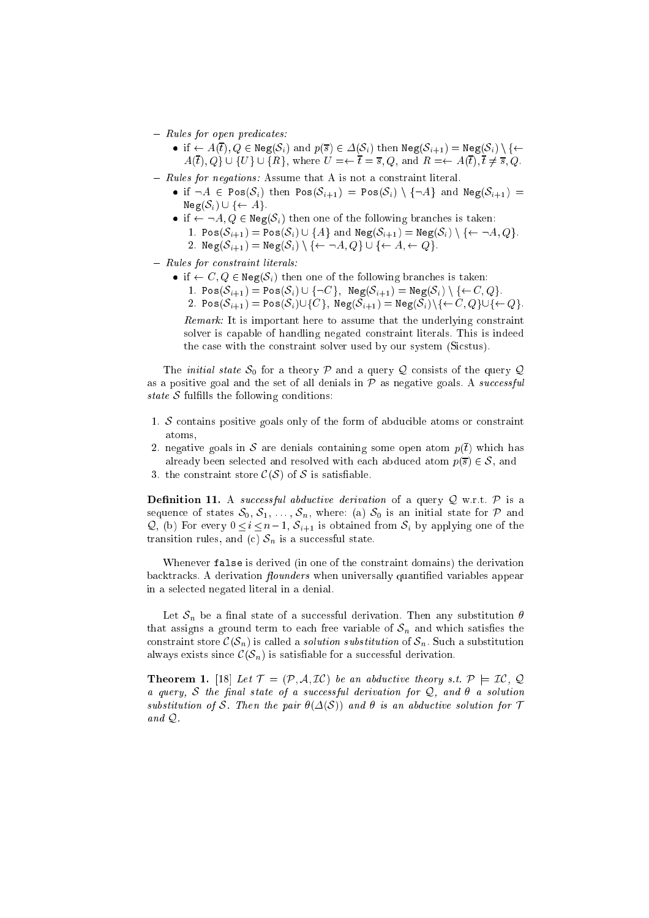- *Rules for open predicates:*
  - if $\leftarrow A(\overline{t}), Q \in$ `Neg`$(\mathcal{S}_i)$ and $p(\overline{s}) \in \Delta(\mathcal{S}_i)$ then `Neg`$(\mathcal{S}_{i+1}) =$ `Neg`$(\mathcal{S}_i) \setminus \{\leftarrow A(\overline{t}), Q\} \cup \{U\} \cup \{R\}$, where $U = \leftarrow \overline{t} = \overline{s}, Q$, and $R = \leftarrow A(\overline{t}), \overline{t} \neq \overline{s}, Q$.
- *Rules for negations:* Assume that A is not a constraint literal.
  - if $\neg A \in$ `Pos`$(\mathcal{S}_i)$ then `Pos`$(\mathcal{S}_{i+1}) =$ `Pos`$(\mathcal{S}_i) \setminus \{\neg A\}$ and `Neg`$(\mathcal{S}_{i+1}) =$ `Neg`$(\mathcal{S}_i) \cup \{\leftarrow A\}$.
  - if $\leftarrow \neg A, Q \in$ `Neg`$(\mathcal{S}_i)$ then one of the following branches is taken:
    1. `Pos`$(\mathcal{S}_{i+1}) =$ `Pos`$(\mathcal{S}_i) \cup \{A\}$ and `Neg`$(\mathcal{S}_{i+1}) =$ `Neg`$(\mathcal{S}_i) \setminus \{\leftarrow \neg A, Q\}$.
    2. `Neg`$(\mathcal{S}_{i+1}) =$ `Neg`$(\mathcal{S}_i) \setminus \{\leftarrow \neg A, Q\} \cup \{\leftarrow A, \leftarrow Q\}$.
- *Rules for constraint literals:*
  - if $\leftarrow C, Q \in$ `Neg`$(\mathcal{S}_i)$ then one of the following branches is taken:
    1. `Pos`$(\mathcal{S}_{i+1}) =$ `Pos`$(\mathcal{S}_i) \cup \{\neg C\}$, `Neg`$(\mathcal{S}_{i+1}) =$ `Neg`$(\mathcal{S}_i) \setminus \{\leftarrow C, Q\}$.
    2. `Pos`$(\mathcal{S}_{i+1}) =$ `Pos`$(\mathcal{S}_i) \cup \{C\}$, `Neg`$(\mathcal{S}_{i+1}) =$ `Neg`$(\mathcal{S}_i) \setminus \{\leftarrow C, Q\} \cup \{\leftarrow Q\}$.

    *Remark:* It is important here to assume that the underlying constraint solver is capable of handling negated constraint literals. This is indeed the case with the constraint solver used by our system (Sicstus).

The *initial state* $\mathcal{S}_0$ for a theory $\mathcal{P}$ and a query $\mathcal{Q}$ consists of the query $\mathcal{Q}$ as a positive goal and the set of all denials in $\mathcal{P}$ as negative goals. A *successful state* $\mathcal{S}$ fulfills the following conditions:

1. $\mathcal{S}$ contains positive goals only of the form of abducible atoms or constraint atoms,
2. negative goals in $\mathcal{S}$ are denials containing some open atom $p(\overline{t})$ which has already been selected and resolved with each abduced atom $p(\overline{s}) \in \mathcal{S}$, and
3. the constraint store $\mathcal{C}(\mathcal{S})$ of $\mathcal{S}$ is satisfiable.

**Definition 11.** A *successful abductive derivation* of a query $\mathcal{Q}$ w.r.t. $\mathcal{P}$ is a sequence of states $\mathcal{S}_0, \mathcal{S}_1, \ldots, \mathcal{S}_n$, where: (a) $\mathcal{S}_0$ is an initial state for $\mathcal{P}$ and $\mathcal{Q}$, (b) For every $0 \leq i \leq n-1$, $\mathcal{S}_{i+1}$ is obtained from $\mathcal{S}_i$ by applying one of the transition rules, and (c) $\mathcal{S}_n$ is a successful state.

Whenever `false` is derived (in one of the constraint domains) the derivation backtracks. A derivation *flounders* when universally quantified variables appear in a selected negated literal in a denial.

Let $\mathcal{S}_n$ be a final state of a successful derivation. Then any substitution $\theta$ that assigns a ground term to each free variable of $\mathcal{S}_n$ and which satisfies the constraint store $\mathcal{C}(\mathcal{S}_n)$ is called a *solution substitution* of $\mathcal{S}_n$. Such a substitution always exists since $\mathcal{C}(\mathcal{S}_n)$ is satisfiable for a successful derivation.

**Theorem 1.** [18] *Let $\mathcal{T} = (\mathcal{P}, \mathcal{A}, \mathcal{IC})$ be an abductive theory s.t. $\mathcal{P} \models \mathcal{IC}$, $\mathcal{Q}$ a query, $\mathcal{S}$ the final state of a successful derivation for $\mathcal{Q}$, and $\theta$ a solution substitution of $\mathcal{S}$. Then the pair $\theta(\Delta(\mathcal{S}))$ and $\theta$ is an abductive solution for $\mathcal{T}$ and $\mathcal{Q}$.*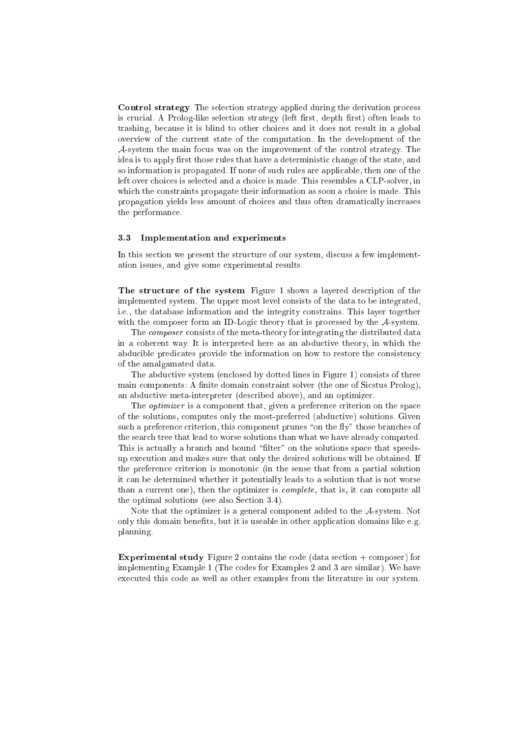**Control strategy** The selection strategy applied during the derivation process is crucial. A Prolog-like selection strategy (left first, depth first) often leads to trashing, because it is blind to other choices and it does not result in a global overview of the current state of the computation. In the development of the $\mathcal{A}$-system the main focus was on the improvement of the control strategy. The idea is to apply first those rules that have a deterministic change of the state, and so information is propagated. If none of such rules are applicable, then one of the left over choices is selected and a choice is made. This resembles a CLP-solver, in which the constraints propagate their information as soon a choice is made. This propagation yields less amount of choices and thus often dramatically increases the performance.

### 3.3 Implementation and experiments

In this section we present the structure of our system, discuss a few implementation issues, and give some experimental results.

**The structure of the system** Figure 1 shows a layered description of the implemented system. The upper most level consists of the data to be integrated, i.e., the database information and the integrity constrains. This layer together with the composer form an ID-Logic theory that is processed by the $\mathcal{A}$-system.

The *composer* consists of the meta-theory for integrating the distributed data in a coherent way. It is interpreted here as an abductive theory, in which the abducible predicates provide the information on how to restore the consistency of the amalgamated data.

The abductive system (enclosed by dotted lines in Figure 1) consists of three main components: A finite domain constraint solver (the one of Sicstus Prolog), an abductive meta-interpreter (described above), and an optimizer.

The *optimizer* is a component that, given a preference criterion on the space of the solutions, computes only the most-preferred (abductive) solutions. Given such a preference criterion, this component prunes "on the fly" those branches of the search tree that lead to worse solutions than what we have already computed. This is actually a branch and bound "filter" on the solutions space that speeds-up execution and makes sure that only the desired solutions will be obtained. If the preference criterion is monotonic (in the sense that from a partial solution it can be determined whether it potentially leads to a solution that is not worse than a current one), then the optimizer is *complete*, that is, it can compute all the optimal solutions (see also Section 3.4).

Note that the optimizer is a general component added to the $\mathcal{A}$-system. Not only this domain benefits, but it is useable in other application domains like e.g. planning.

**Experimental study** Figure 2 contains the code (data section + composer) for implementing Example 1 (The codes for Examples 2 and 3 are similar). We have executed this code as well as other examples from the literature in our system.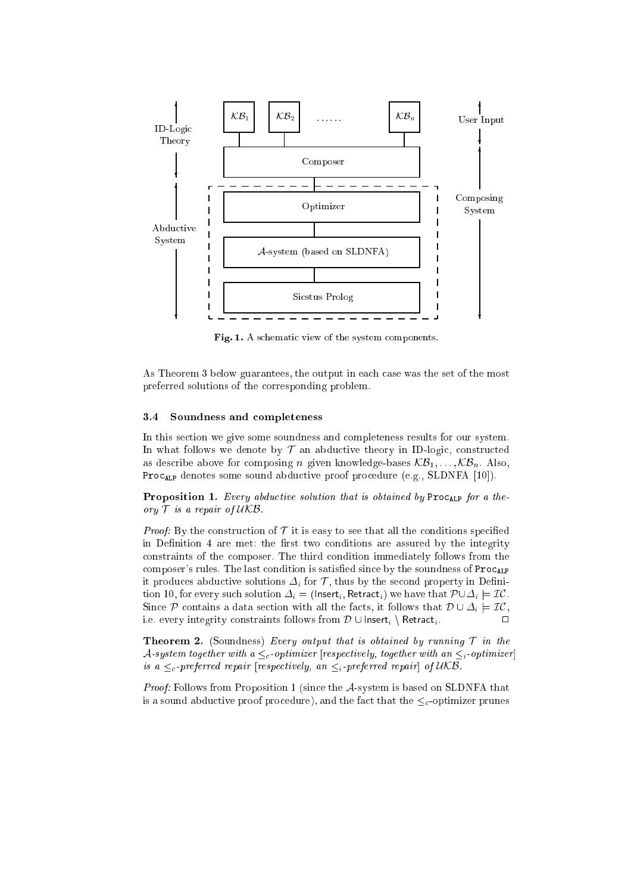Fig. 1. A schematic view of the system components.

As Theorem 3 below guarantees, the output in each case was the set of the most preferred solutions of the corresponding problem.

### 3.4 Soundness and completeness

In this section we give some soundness and completeness results for our system. In what follows we denote by $\mathcal{T}$ an abductive theory in ID-logic, constructed as describe above for composing $n$ given knowledge-bases $\mathcal{KB}_1, \ldots, \mathcal{KB}_n$. Also, $\texttt{Proc}_{\texttt{ALP}}$ denotes some sound abductive proof procedure (e.g., SLDNFA [10]).

**Proposition 1.** *Every abductive solution that is obtained by* $\texttt{Proc}_{\texttt{ALP}}$ *for a theory* $\mathcal{T}$ *is a repair of* $\mathcal{UKB}$.

*Proof:* By the construction of $\mathcal{T}$ it is easy to see that all the conditions specified in Definition 4 are met: the first two conditions are assured by the integrity constraints of the composer. The third condition immediately follows from the composer's rules. The last condition is satisfied since by the soundness of $\texttt{Proc}_{\texttt{ALP}}$ it produces abductive solutions $\Delta_i$ for $\mathcal{T}$, thus by the second property in Definition 10, for every such solution $\Delta_i = (\mathsf{Insert}_i, \mathsf{Retract}_i)$ we have that $\mathcal{P} \cup \Delta_i \models \mathcal{IC}$. Since $\mathcal{P}$ contains a data section with all the facts, it follows that $\mathcal{D} \cup \Delta_i \models \mathcal{IC}$, i.e. every integrity constraints follows from $\mathcal{D} \cup \mathsf{Insert}_i \setminus \mathsf{Retract}_i$. $\square$

**Theorem 2.** (Soundness) *Every output that is obtained by running* $\mathcal{T}$ *in the* $\mathcal{A}$*-system together with a* $\leq_c$*-optimizer [respectively, together with an* $\leq_i$*-optimizer] is a* $\leq_c$*-preferred repair [respectively, an* $\leq_i$*-preferred repair] of* $\mathcal{UKB}$.

*Proof:* Follows from Proposition 1 (since the $\mathcal{A}$-system is based on SLDNFA that is a sound abductive proof procedure), and the fact that the $\leq_c$-optimizer prunes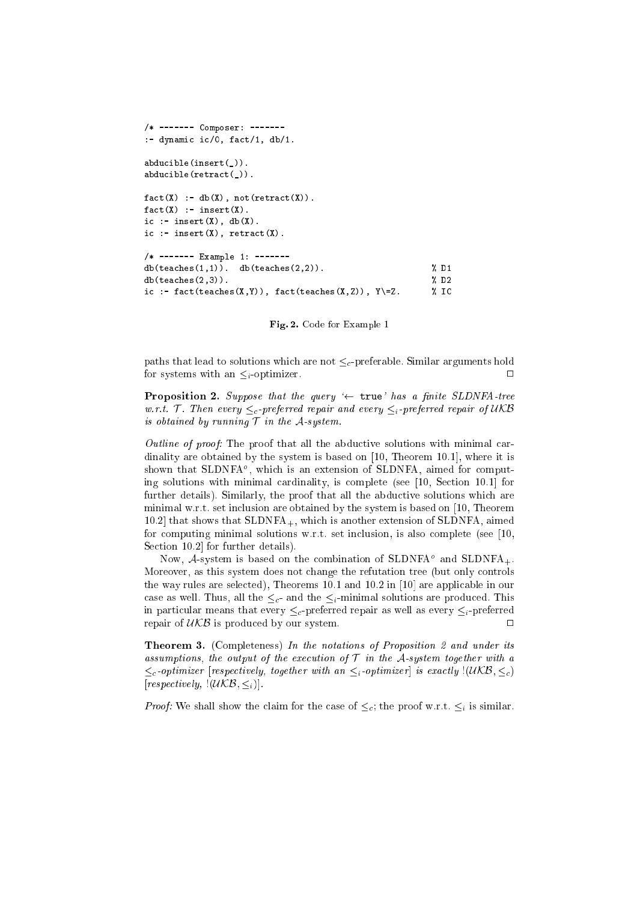```
/* ------- Composer: -------
:- dynamic ic/0, fact/1, db/1.

abducible(insert(_)).
abducible(retract(_)).

fact(X) :- db(X), not(retract(X)).
fact(X) :- insert(X).
ic :- insert(X), db(X).
ic :- insert(X), retract(X).

/* ------- Example 1: -------
db(teaches(1,1)).  db(teaches(2,2)).                    % D1
db(teaches(2,3)).                                       % D2
ic :- fact(teaches(X,Y)), fact(teaches(X,Z)), Y\=Z.     % IC
```

**Fig. 2.** Code for Example 1

paths that lead to solutions which are not $\leq_c$-preferable. Similar arguments hold for systems with an $\leq_i$-optimizer. □

**Proposition 2.** *Suppose that the query '$\leftarrow$ `true`' has a finite SLDNFA-tree w.r.t. $\mathcal{T}$. Then every $\leq_c$-preferred repair and every $\leq_i$-preferred repair of $\mathcal{UKB}$ is obtained by running $\mathcal{T}$ in the $\mathcal{A}$-system.*

*Outline of proof:* The proof that all the abductive solutions with minimal cardinality are obtained by the system is based on [10, Theorem 10.1], where it is shown that SLDNFA$^o$, which is an extension of SLDNFA, aimed for computing solutions with minimal cardinality, is complete (see [10, Section 10.1] for further details). Similarly, the proof that all the abductive solutions which are minimal w.r.t. set inclusion are obtained by the system is based on [10, Theorem 10.2] that shows that SLDNFA$_+$, which is another extension of SLDNFA, aimed for computing minimal solutions w.r.t. set inclusion, is also complete (see [10, Section 10.2] for further details).

Now, $\mathcal{A}$-system is based on the combination of SLDNFA$^o$ and SLDNFA$_+$. Moreover, as this system does not change the refutation tree (but only controls the way rules are selected), Theorems 10.1 and 10.2 in [10] are applicable in our case as well. Thus, all the $\leq_c$- and the $\leq_i$-minimal solutions are produced. This in particular means that every $\leq_c$-preferred repair as well as every $\leq_i$-preferred repair of $\mathcal{UKB}$ is produced by our system. □

**Theorem 3.** (Completeness) *In the notations of Proposition 2 and under its assumptions, the output of the execution of $\mathcal{T}$ in the $\mathcal{A}$-system together with a $\leq_c$-optimizer [respectively, together with an $\leq_i$-optimizer] is exactly $!(\mathcal{UKB}, \leq_c)$ [respectively, $!(\mathcal{UKB}, \leq_i)$].*

*Proof:* We shall show the claim for the case of $\leq_c$; the proof w.r.t. $\leq_i$ is similar.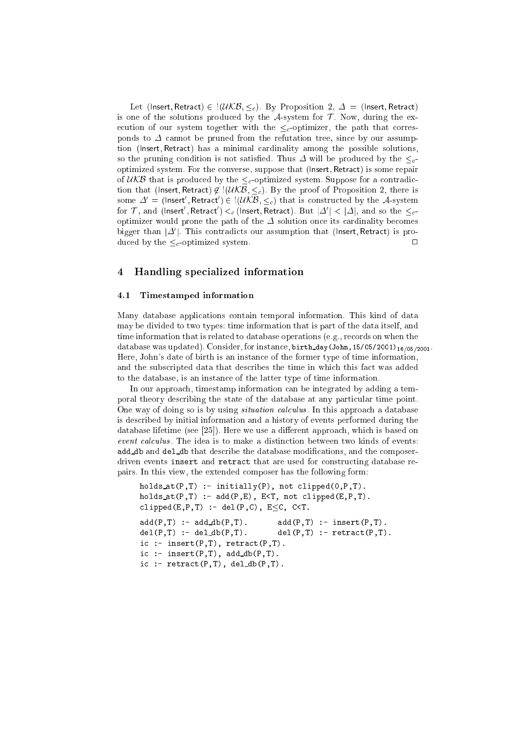Let $(\mathsf{Insert}, \mathsf{Retract}) \in !(\mathcal{UKB}, \leq_c)$. By Proposition 2, $\Delta = (\mathsf{Insert}, \mathsf{Retract})$ is one of the solutions produced by the $\mathcal{A}$-system for $\mathcal{T}$. Now, during the execution of our system together with the $\leq_c$-optimizer, the path that corresponds to $\Delta$ cannot be pruned from the refutation tree, since by our assumption $(\mathsf{Insert}, \mathsf{Retract})$ has a minimal cardinality among the possible solutions, so the pruning condition is not satisfied. Thus $\Delta$ will be produced by the $\leq_c$-optimized system. For the converse, suppose that $(\mathsf{Insert}, \mathsf{Retract})$ is some repair of $\mathcal{UKB}$ that is produced by the $\leq_c$-optimized system. Suppose for a contradiction that $(\mathsf{Insert}, \mathsf{Retract}) \not\in !(\mathcal{UKB}, \leq_c)$. By the proof of Proposition 2, there is some $\Delta' = (\mathsf{Insert}', \mathsf{Retract}') \in !(\mathcal{UKB}, \leq_c)$ that is constructed by the $\mathcal{A}$-system for $\mathcal{T}$, and $(\mathsf{Insert}', \mathsf{Retract}') <_c (\mathsf{Insert}, \mathsf{Retract})$. But $|\Delta'| < |\Delta|$, and so the $\leq_c$-optimizer would prone the path of the $\Delta$ solution once its cardinality becomes bigger than $|\Delta'|$. This contradicts our assumption that $(\mathsf{Insert}, \mathsf{Retract})$ is produced by the $\leq_c$-optimized system. $\square$

## 4 Handling specialized information

### 4.1 Timestamped information

Many database applications contain temporal information. This kind of data may be divided to two types: time information that is part of the data itself, and time information that is related to database operations (e.g., records on when the database was updated). Consider, for instance, $\texttt{birth\_day(John,15/05/2001)}_{16/05/2001}$. Here, John's date of birth is an instance of the former type of time information, and the subscripted data that describes the time in which this fact was added to the database, is an instance of the latter type of time information.

In our approach, timestamp information can be integrated by adding a temporal theory describing the state of the database at any particular time point. One way of doing so is by using *situation calculus*. In this approach a database is described by initial information and a history of events performed during the database lifetime (see [25]). Here we use a different approach, which is based on *event calculus*. The idea is to make a distinction between two kinds of events: `add_db` and `del_db` that describe the database modifications, and the composer-driven events `insert` and `retract` that are used for constructing database repairs. In this view, the extended composer has the following form:

```
holds_at(P,T) :- initially(P), not clipped(0,P,T).
holds_at(P,T) :- add(P,E), E<T, not clipped(E,P,T).
clipped(E,P,T) :- del(P,C), E≤C, C<T.

add(P,T) :- add_db(P,T).        add(P,T) :- insert(P,T).
del(P,T) :- del_db(P,T).        del(P,T) :- retract(P,T).
ic :- insert(P,T), retract(P,T).
ic :- insert(P,T), add_db(P,T).
ic :- retract(P,T), del_db(P,T).
```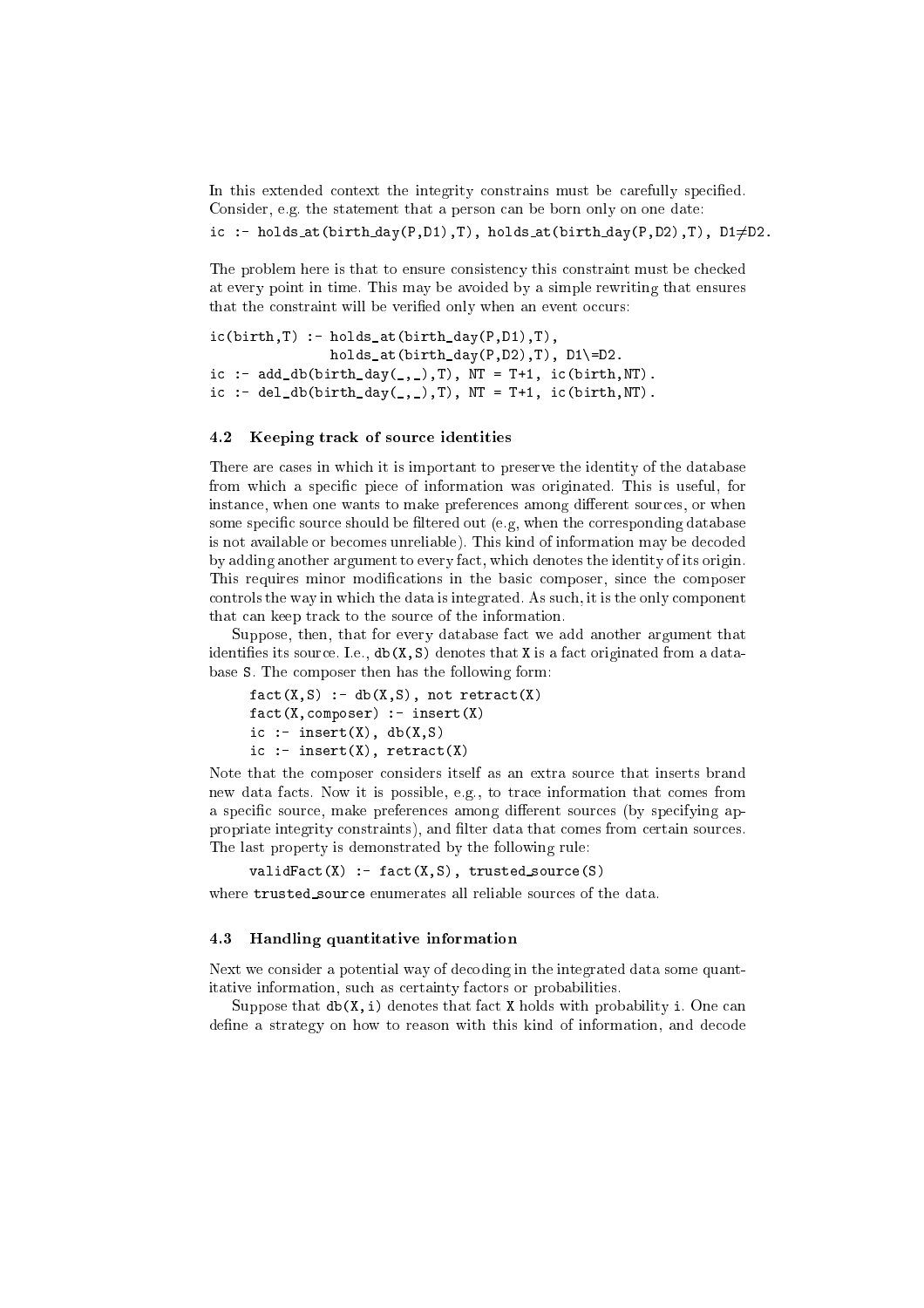In this extended context the integrity constrains must be carefully specified. Consider, e.g. the statement that a person can be born only on one date:

```
ic :- holds_at(birth_day(P,D1),T), holds_at(birth_day(P,D2),T), D1≠D2.
```

The problem here is that to ensure consistency this constraint must be checked at every point in time. This may be avoided by a simple rewriting that ensures that the constraint will be verified only when an event occurs:

```
ic(birth,T) :- holds_at(birth_day(P,D1),T),
               holds_at(birth_day(P,D2),T), D1\=D2.
ic :- add_db(birth_day(_,_),T), NT = T+1, ic(birth,NT).
ic :- del_db(birth_day(_,_),T), NT = T+1, ic(birth,NT).
```

### 4.2 Keeping track of source identities

There are cases in which it is important to preserve the identity of the database from which a specific piece of information was originated. This is useful, for instance, when one wants to make preferences among different sources, or when some specific source should be filtered out (e.g, when the corresponding database is not available or becomes unreliable). This kind of information may be decoded by adding another argument to every fact, which denotes the identity of its origin. This requires minor modifications in the basic composer, since the composer controls the way in which the data is integrated. As such, it is the only component that can keep track to the source of the information.

Suppose, then, that for every database fact we add another argument that identifies its source. I.e., `db(X,S)` denotes that `X` is a fact originated from a database `S`. The composer then has the following form:

```
fact(X,S) :- db(X,S), not retract(X)
fact(X,composer) :- insert(X)
ic :- insert(X), db(X,S)
ic :- insert(X), retract(X)
```

Note that the composer considers itself as an extra source that inserts brand new data facts. Now it is possible, e.g., to trace information that comes from a specific source, make preferences among different sources (by specifying appropriate integrity constraints), and filter data that comes from certain sources. The last property is demonstrated by the following rule:

```
validFact(X) :- fact(X,S), trusted_source(S)
```

where `trusted_source` enumerates all reliable sources of the data.

### 4.3 Handling quantitative information

Next we consider a potential way of decoding in the integrated data some quantitative information, such as certainty factors or probabilities.

Suppose that `db(X,i)` denotes that fact `X` holds with probability `i`. One can define a strategy on how to reason with this kind of information, and decode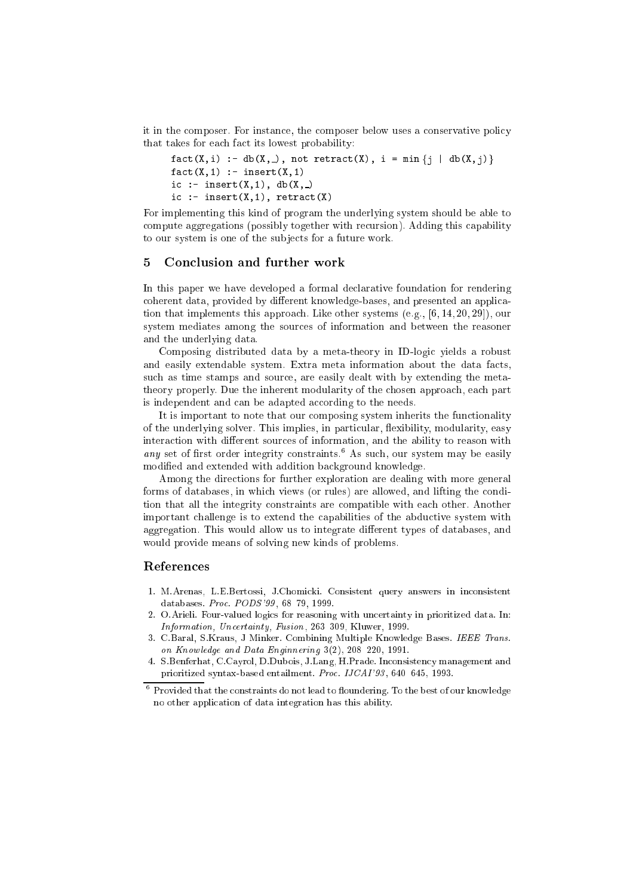it in the composer. For instance, the composer below uses a conservative policy that takes for each fact its lowest probability:

```
fact(X,i) :- db(X,_), not retract(X), i = min{j | db(X,j)}
fact(X,1) :- insert(X,1)
ic :- insert(X,1), db(X,_)
ic :- insert(X,1), retract(X)
```

For implementing this kind of program the underlying system should be able to compute aggregations (possibly together with recursion). Adding this capability to our system is one of the subjects for a future work.

## 5 Conclusion and further work

In this paper we have developed a formal declarative foundation for rendering coherent data, provided by different knowledge-bases, and presented an application that implements this approach. Like other systems (e.g., [6, 14, 20, 29]), our system mediates among the sources of information and between the reasoner and the underlying data.

Composing distributed data by a meta-theory in ID-logic yields a robust and easily extendable system. Extra meta information about the data facts, such as time stamps and source, are easily dealt with by extending the meta-theory properly. Due the inherent modularity of the chosen approach, each part is independent and can be adapted according to the needs.

It is important to note that our composing system inherits the functionality of the underlying solver. This implies, in particular, flexibility, modularity, easy interaction with different sources of information, and the ability to reason with *any* set of first order integrity constraints.[6] As such, our system may be easily modified and extended with addition background knowledge.

Among the directions for further exploration are dealing with more general forms of databases, in which views (or rules) are allowed, and lifting the condition that all the integrity constraints are compatible with each other. Another important challenge is to extend the capabilities of the abductive system with aggregation. This would allow us to integrate different types of databases, and would provide means of solving new kinds of problems.

## References

1. M.Arenas, L.E.Bertossi, J.Chomicki. Consistent query answers in inconsistent databases. *Proc. PODS'99*, 68–79, 1999.
2. O.Arieli. Four-valued logics for reasoning with uncertainty in prioritized data. In: *Information, Uncertainty, Fusion*, 263–309, Kluwer, 1999.
3. C.Baral, S.Kraus, J Minker. Combining Multiple Knowledge Bases. *IEEE Trans. on Knowledge and Data Enginnering* 3(2), 208–220, 1991.
4. S.Benferhat, C.Cayrol, D.Dubois, J.Lang, H.Prade. Inconsistency management and prioritized syntax-based entailment. *Proc. IJCAI'93*, 640–645, 1993.

[6] Provided that the constraints do not lead to floundering. To the best of our knowledge no other application of data integration has this ability.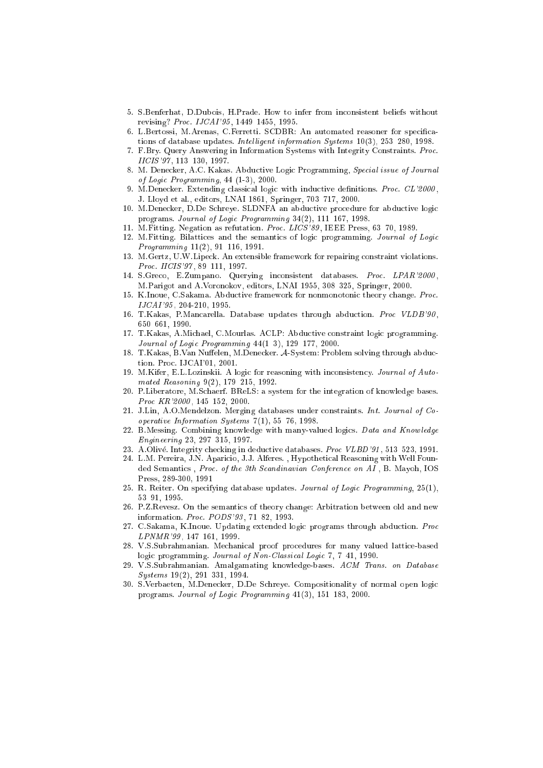5. S.Benferhat, D.Dubois, H.Prade. How to infer from inconsistent beliefs without revising? *Proc. IJCAI'95*, 1449 1455, 1995.
6. L.Bertossi, M.Arenas, C.Ferretti. SCDBR: An automated reasoner for specifications of database updates. *Intelligent information Systems* 10(3), 253 280, 1998.
7. F.Bry. Query Answering in Information Systems with Integrity Constraints. *Proc. IICIS'97*, 113 130, 1997.
8. M. Denecker, A.C. Kakas. Abductive Logic Programming, *Special issue of Journal of Logic Programming*, 44 (1-3), 2000.
9. M.Denecker. Extending classical logic with inductive definitions. *Proc. CL'2000*, J. Lloyd et al., editors, LNAI 1861, Springer, 703 717, 2000.
10. M.Denecker, D.De Schreye. SLDNFA an abductive procedure for abductive logic programs. *Journal of Logic Programming* 34(2), 111 167, 1998.
11. M.Fitting. Negation as refutation. *Proc. LICS'89*, IEEE Press, 63 70, 1989.
12. M.Fitting. Bilattices and the semantics of logic programming. *Journal of Logic Programming* 11(2), 91 116, 1991.
13. M.Gertz, U.W.Lipeck. An extensible framework for repairing constraint violations. *Proc. IICIS'97*, 89 111, 1997.
14. S.Greco, E.Zumpano. Querying inconsistent databases. *Proc. LPAR'2000*, M.Parigot and A.Voronokov, editors, LNAI 1955, 308 325, Springer, 2000.
15. K.Inoue, C.Sakama. Abductive framework for nonmonotonic theory change. *Proc. IJCAI'95*, 204-210, 1995.
16. T.Kakas, P.Mancarella. Database updates through abduction. *Proc VLDB'90*, 650 661, 1990.
17. T.Kakas, A.Michael, C.Mourlas. ACLP: Abductive constraint logic programming. *Journal of Logic Programming* 44(1 3), 129 177, 2000.
18. T.Kakas, B.Van Nuffelen, M.Denecker. $\mathcal{A}$-System: Problem solving through abduction. Proc. IJCAI'01, 2001.
19. M.Kifer, E.L.Lozinskii. A logic for reasoning with inconsistency. *Journal of Automated Reasoning* 9(2), 179 215, 1992.
20. P.Liberatore, M.Schaerf. BReLS: a system for the integration of knowledge bases. *Proc KR'2000*, 145 152, 2000.
21. J.Lin, A.O.Mendelzon. Merging databases under constraints. *Int. Journal of Cooperative Information Systems* 7(1), 55 76, 1998.
22. B.Messing. Combining knowledge with many-valued logics. *Data and Knowledge Engineering* 23, 297 315, 1997.
23. A.Olivé. Integrity checking in deductive databases. *Proc VLBD'91*, 513 523, 1991.
24. L.M. Pereira, J.N. Aparicio, J.J. Alferes. , Hypothetical Reasoning with Well Founded Semantics , *Proc. of the 3th Scandinavian Conference on AI* , B. Mayoh, IOS Press, 289-300, 1991
25. R. Reiter. On specifying database updates. *Journal of Logic Programming*, 25(1), 53 91, 1995.
26. P.Z.Revesz. On the semantics of theory change: Arbitration between old and new information. *Proc. PODS'93*, 71 82, 1993.
27. C.Sakama, K.Inoue. Updating extended logic programs through abduction. *Proc LPNMR'99*, 147 161, 1999.
28. V.S.Subrahmanian. Mechanical proof procedures for many valued lattice-based logic programming. *Journal of Non-Classical Logic* 7, 7 41, 1990.
29. V.S.Subrahmanian. Amalgamating knowledge-bases. *ACM Trans. on Database Systems* 19(2), 291 331, 1994.
30. S.Verbaeten, M.Denecker, D.De Schreye. Compositionality of normal open logic programs. *Journal of Logic Programming* 41(3), 151 183, 2000.